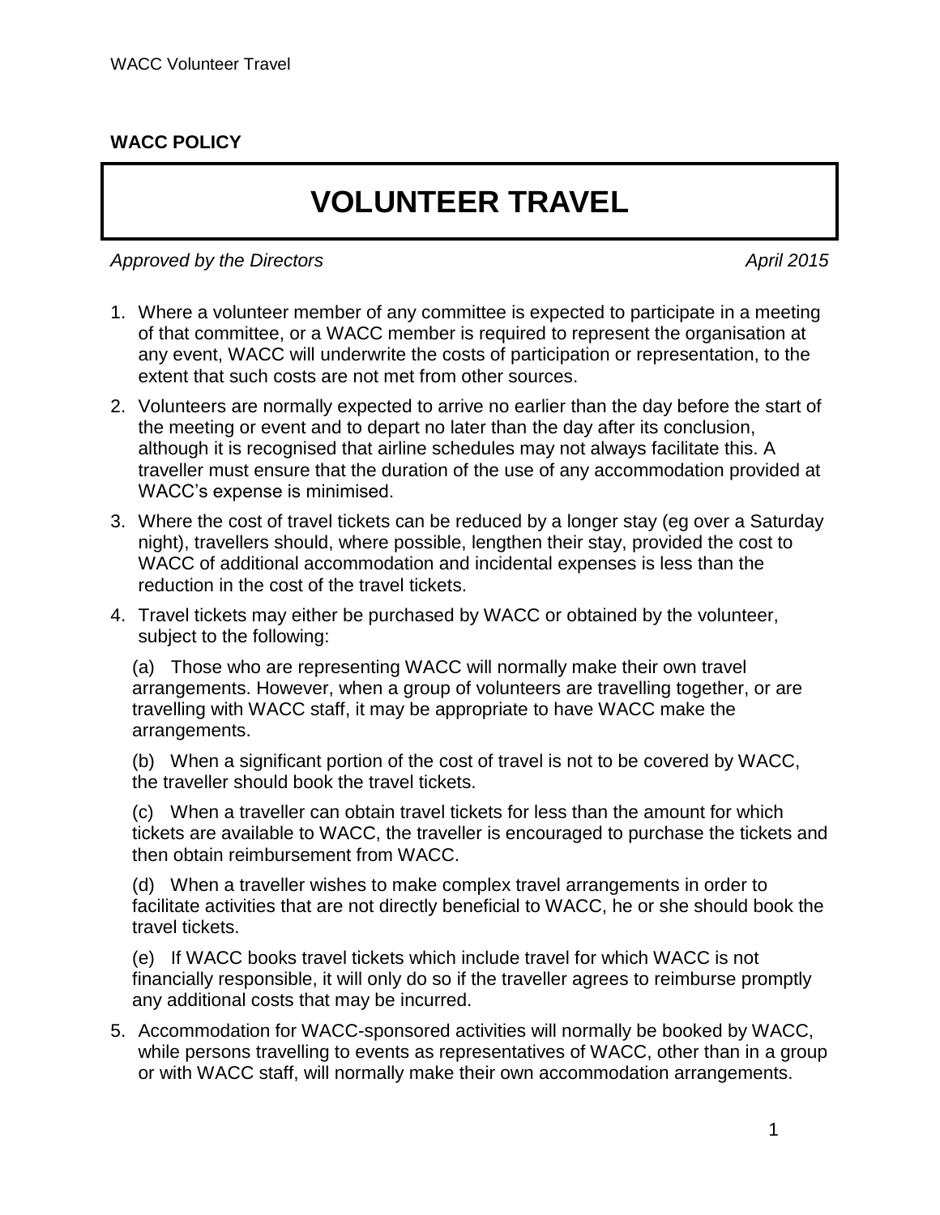**WACC POLICY**

# VOLUNTEER TRAVEL

*Approved by the Directors* *April 2015*

1. Where a volunteer member of any committee is expected to participate in a meeting of that committee, or a WACC member is required to represent the organisation at any event, WACC will underwrite the costs of participation or representation, to the extent that such costs are not met from other sources.

2. Volunteers are normally expected to arrive no earlier than the day before the start of the meeting or event and to depart no later than the day after its conclusion, although it is recognised that airline schedules may not always facilitate this. A traveller must ensure that the duration of the use of any accommodation provided at WACC's expense is minimised.

3. Where the cost of travel tickets can be reduced by a longer stay (eg over a Saturday night), travellers should, where possible, lengthen their stay, provided the cost to WACC of additional accommodation and incidental expenses is less than the reduction in the cost of the travel tickets.

4. Travel tickets may either be purchased by WACC or obtained by the volunteer, subject to the following:

   (a) Those who are representing WACC will normally make their own travel arrangements. However, when a group of volunteers are travelling together, or are travelling with WACC staff, it may be appropriate to have WACC make the arrangements.

   (b) When a significant portion of the cost of travel is not to be covered by WACC, the traveller should book the travel tickets.

   (c) When a traveller can obtain travel tickets for less than the amount for which tickets are available to WACC, the traveller is encouraged to purchase the tickets and then obtain reimbursement from WACC.

   (d) When a traveller wishes to make complex travel arrangements in order to facilitate activities that are not directly beneficial to WACC, he or she should book the travel tickets.

   (e) If WACC books travel tickets which include travel for which WACC is not financially responsible, it will only do so if the traveller agrees to reimburse promptly any additional costs that may be incurred.

5. Accommodation for WACC-sponsored activities will normally be booked by WACC, while persons travelling to events as representatives of WACC, other than in a group or with WACC staff, will normally make their own accommodation arrangements.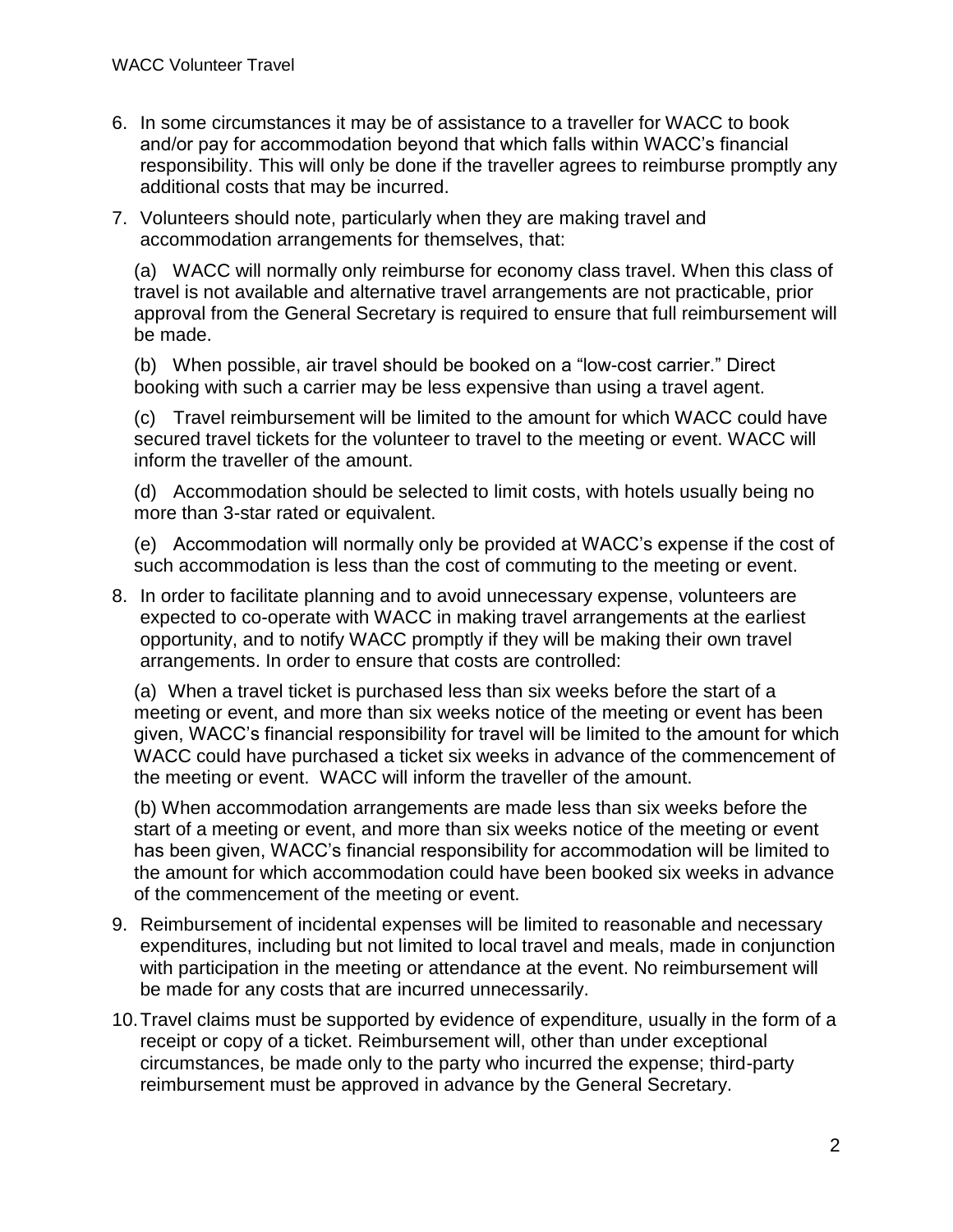6. In some circumstances it may be of assistance to a traveller for WACC to book and/or pay for accommodation beyond that which falls within WACC's financial responsibility. This will only be done if the traveller agrees to reimburse promptly any additional costs that may be incurred.

7. Volunteers should note, particularly when they are making travel and accommodation arrangements for themselves, that:

   (a) WACC will normally only reimburse for economy class travel. When this class of travel is not available and alternative travel arrangements are not practicable, prior approval from the General Secretary is required to ensure that full reimbursement will be made.

   (b) When possible, air travel should be booked on a "low-cost carrier." Direct booking with such a carrier may be less expensive than using a travel agent.

   (c) Travel reimbursement will be limited to the amount for which WACC could have secured travel tickets for the volunteer to travel to the meeting or event. WACC will inform the traveller of the amount.

   (d) Accommodation should be selected to limit costs, with hotels usually being no more than 3-star rated or equivalent.

   (e) Accommodation will normally only be provided at WACC's expense if the cost of such accommodation is less than the cost of commuting to the meeting or event.

8. In order to facilitate planning and to avoid unnecessary expense, volunteers are expected to co-operate with WACC in making travel arrangements at the earliest opportunity, and to notify WACC promptly if they will be making their own travel arrangements. In order to ensure that costs are controlled:

   (a) When a travel ticket is purchased less than six weeks before the start of a meeting or event, and more than six weeks notice of the meeting or event has been given, WACC's financial responsibility for travel will be limited to the amount for which WACC could have purchased a ticket six weeks in advance of the commencement of the meeting or event. WACC will inform the traveller of the amount.

   (b) When accommodation arrangements are made less than six weeks before the start of a meeting or event, and more than six weeks notice of the meeting or event has been given, WACC's financial responsibility for accommodation will be limited to the amount for which accommodation could have been booked six weeks in advance of the commencement of the meeting or event.

9. Reimbursement of incidental expenses will be limited to reasonable and necessary expenditures, including but not limited to local travel and meals, made in conjunction with participation in the meeting or attendance at the event. No reimbursement will be made for any costs that are incurred unnecessarily.

10. Travel claims must be supported by evidence of expenditure, usually in the form of a receipt or copy of a ticket. Reimbursement will, other than under exceptional circumstances, be made only to the party who incurred the expense; third-party reimbursement must be approved in advance by the General Secretary.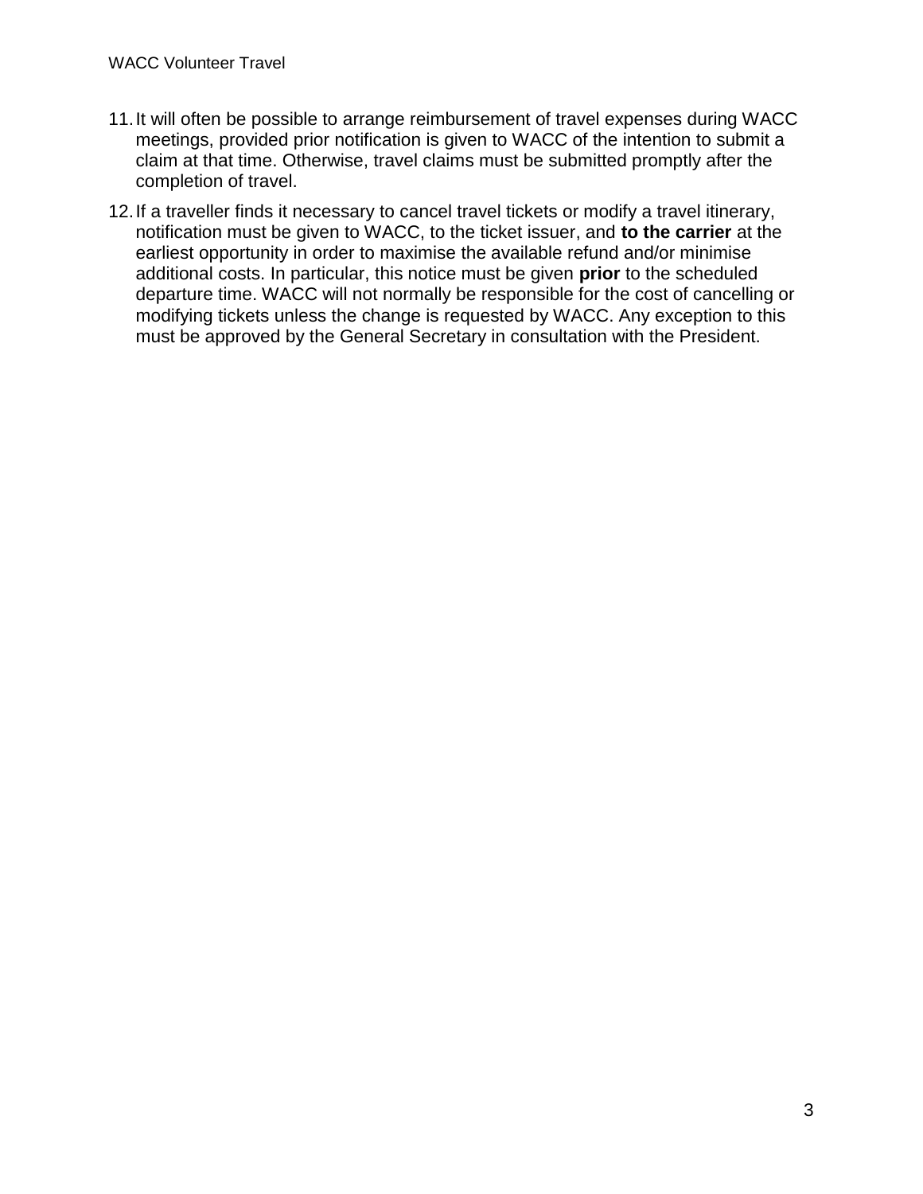11. It will often be possible to arrange reimbursement of travel expenses during WACC meetings, provided prior notification is given to WACC of the intention to submit a claim at that time. Otherwise, travel claims must be submitted promptly after the completion of travel.

12. If a traveller finds it necessary to cancel travel tickets or modify a travel itinerary, notification must be given to WACC, to the ticket issuer, and **to the carrier** at the earliest opportunity in order to maximise the available refund and/or minimise additional costs. In particular, this notice must be given **prior** to the scheduled departure time. WACC will not normally be responsible for the cost of cancelling or modifying tickets unless the change is requested by WACC. Any exception to this must be approved by the General Secretary in consultation with the President.